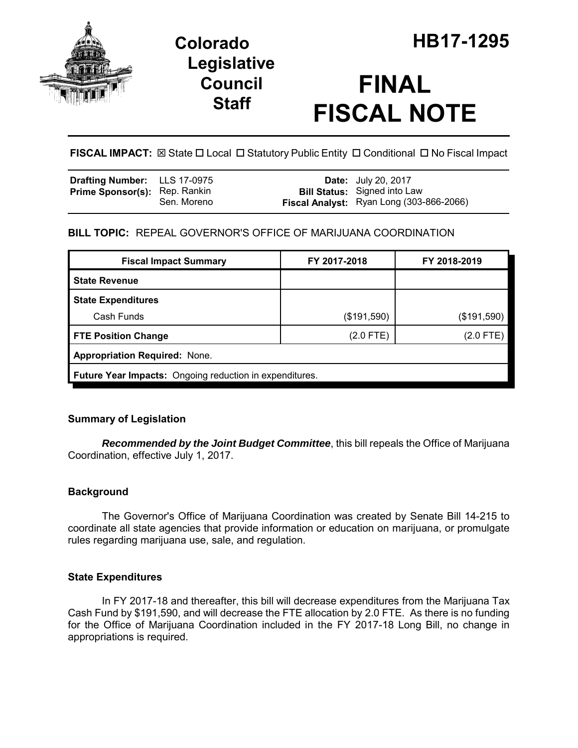# Colorado Legislative Council Staff

# HB17-1295

# FINAL FISCAL NOTE

**FISCAL IMPACT:** ☒ State ☐ Local ☐ Statutory Public Entity ☐ Conditional ☐ No Fiscal Impact

| | | | |
|---|---|---|---|
| **Drafting Number:** | LLS 17-0975 | **Date:** | July 20, 2017 |
| **Prime Sponsor(s):** | Rep. Rankin<br>Sen. Moreno | **Bill Status:** | Signed into Law |
| | | **Fiscal Analyst:** | Ryan Long (303-866-2066) |

**BILL TOPIC:** REPEAL GOVERNOR'S OFFICE OF MARIJUANA COORDINATION

| Fiscal Impact Summary | FY 2017-2018 | FY 2018-2019 |
|---|---|---|
| **State Revenue** | | |
| **State Expenditures** | | |
| Cash Funds | ($191,590) | ($191,590) |
| **FTE Position Change** | (2.0 FTE) | (2.0 FTE) |
| **Appropriation Required:** None. | | |
| **Future Year Impacts:** Ongoing reduction in expenditures. | | |

## Summary of Legislation

***Recommended by the Joint Budget Committee***, this bill repeals the Office of Marijuana Coordination, effective July 1, 2017.

## Background

The Governor's Office of Marijuana Coordination was created by Senate Bill 14-215 to coordinate all state agencies that provide information or education on marijuana, or promulgate rules regarding marijuana use, sale, and regulation.

## State Expenditures

In FY 2017-18 and thereafter, this bill will decrease expenditures from the Marijuana Tax Cash Fund by $191,590, and will decrease the FTE allocation by 2.0 FTE. As there is no funding for the Office of Marijuana Coordination included in the FY 2017-18 Long Bill, no change in appropriations is required.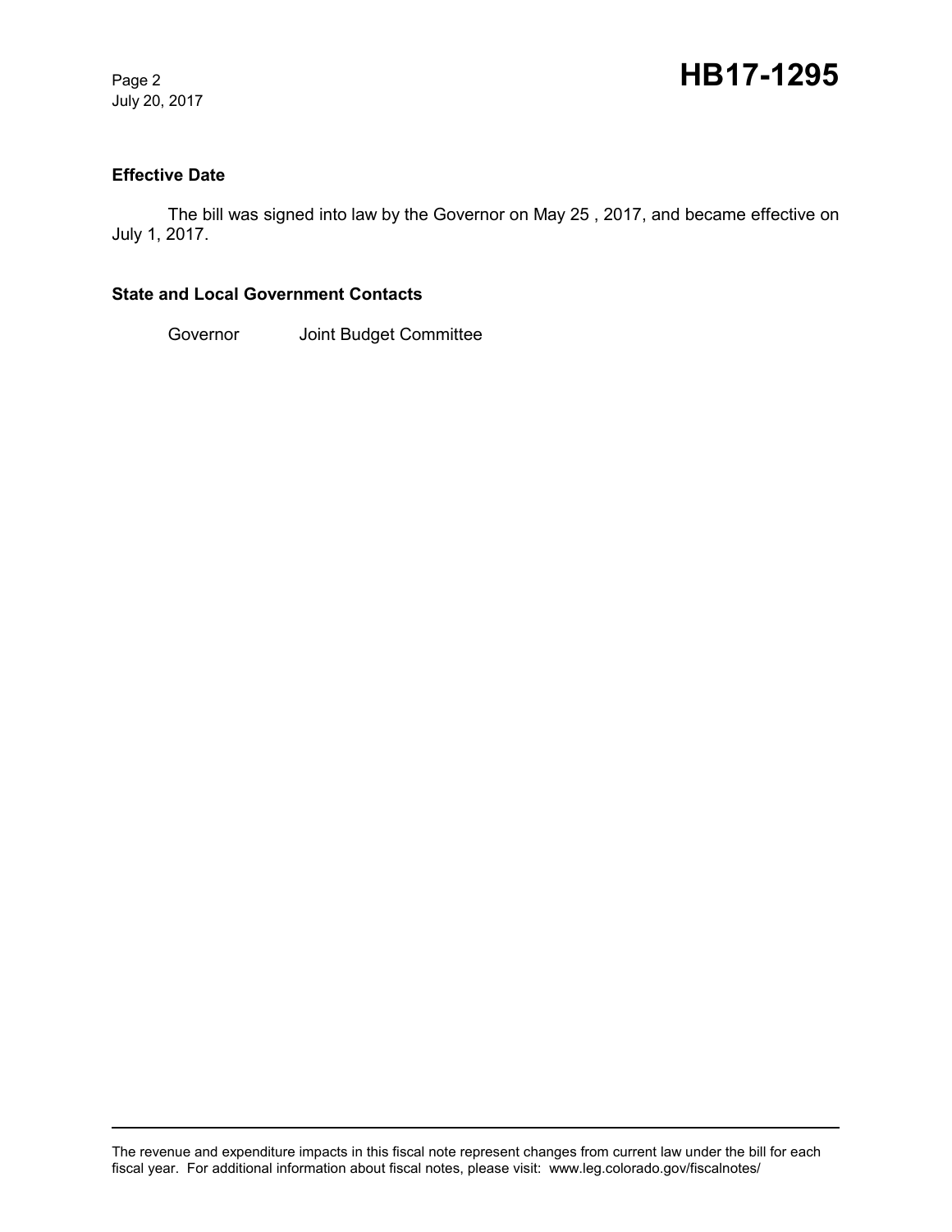**Effective Date**

The bill was signed into law by the Governor on May 25 , 2017, and became effective on July 1, 2017.

**State and Local Government Contacts**

Governor Joint Budget Committee

The revenue and expenditure impacts in this fiscal note represent changes from current law under the bill for each fiscal year. For additional information about fiscal notes, please visit: www.leg.colorado.gov/fiscalnotes/